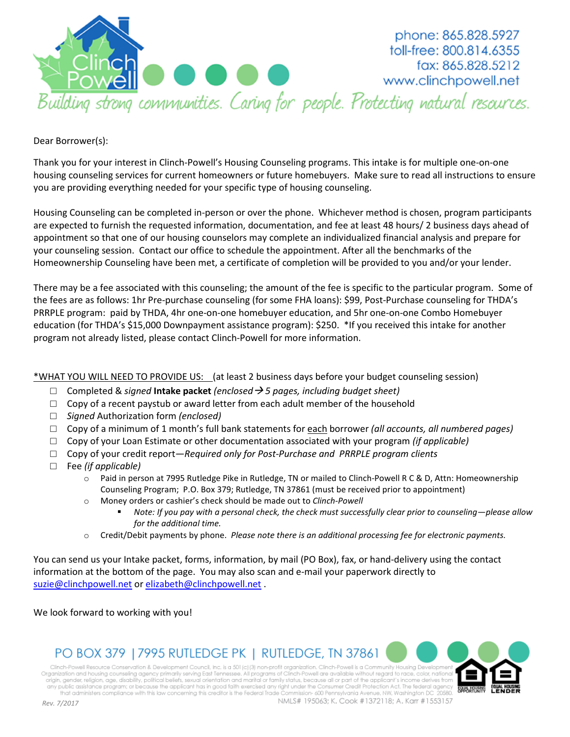Clinch Powell

phone: 865.828.5927
toll-free: 800.814.6355
fax: 865.828.5212
www.clinchpowell.net

*Building strong communities. Caring for people. Protecting natural resources.*

Dear Borrower(s):

Thank you for your interest in Clinch-Powell's Housing Counseling programs. This intake is for multiple one-on-one housing counseling services for current homeowners or future homebuyers. Make sure to read all instructions to ensure you are providing everything needed for your specific type of housing counseling.

Housing Counseling can be completed in-person or over the phone. Whichever method is chosen, program participants are expected to furnish the requested information, documentation, and fee at least 48 hours/ 2 business days ahead of appointment so that one of our housing counselors may complete an individualized financial analysis and prepare for your counseling session. Contact our office to schedule the appointment. After all the benchmarks of the Homeownership Counseling have been met, a certificate of completion will be provided to you and/or your lender.

There may be a fee associated with this counseling; the amount of the fee is specific to the particular program. Some of the fees are as follows: 1hr Pre-purchase counseling (for some FHA loans): $99, Post-Purchase counseling for THDA's PRRPLE program: paid by THDA, 4hr one-on-one homebuyer education, and 5hr one-on-one Combo Homebuyer education (for THDA's $15,000 Downpayment assistance program): $250. *If you received this intake for another program not already listed, please contact Clinch-Powell for more information.

<u>*WHAT YOU WILL NEED TO PROVIDE US:</u> (at least 2 business days before your budget counseling session)

- ☐ Completed & *signed* **Intake packet** *(enclosed → 5 pages, including budget sheet)*
- ☐ Copy of a recent paystub or award letter from each adult member of the household
- ☐ *Signed* Authorization form *(enclosed)*
- ☐ Copy of a minimum of 1 month's full bank statements for <u>each</u> borrower *(all accounts, all numbered pages)*
- ☐ Copy of your Loan Estimate or other documentation associated with your program *(if applicable)*
- ☐ Copy of your credit report—*Required only for Post-Purchase and PRRPLE program clients*
- ☐ Fee *(if applicable)*
  - Paid in person at 7995 Rutledge Pike in Rutledge, TN or mailed to Clinch-Powell R C & D, Attn: Homeownership Counseling Program; P.O. Box 379; Rutledge, TN 37861 (must be received prior to appointment)
  - Money orders or cashier's check should be made out to *Clinch-Powell*
    - *Note: If you pay with a personal check, the check must successfully clear prior to counseling—please allow for the additional time.*
  - Credit/Debit payments by phone. *Please note there is an additional processing fee for electronic payments.*

You can send us your Intake packet, forms, information, by mail (PO Box), fax, or hand-delivery using the contact information at the bottom of the page. You may also scan and e-mail your paperwork directly to suzie@clinchpowell.net or elizabeth@clinchpowell.net .

We look forward to working with you!

PO BOX 379 | 7995 RUTLEDGE PK | RUTLEDGE, TN 37861

Clinch-Powell Resource Conservation & Development Council, Inc. is a 501 (c)(3) non-profit organization. Clinch-Powell is a Community Housing Development Organization and housing counseling agency primarily serving East Tennessee. All programs of Clinch-Powell are available without regard to race, color, national origin, gender, religion, age, disability, political beliefs, sexual orientation and marital or family status, because all or part of the applicant's income derives from any public assistance program; or because the applicant has in good faith exercised any right under the Consumer Credit Protection Act. The federal agency that administers compliance with this law concerning this creditor is the Federal Trade Commission- 600 Pennsylvania Avenue, NW, Washington DC 20580.

NMLS# 195063; K. Cook #1372118; A. Karr #1553157

EQUAL HOUSING OPPORTUNITY  EQUAL HOUSING LENDER

*Rev. 7/2017*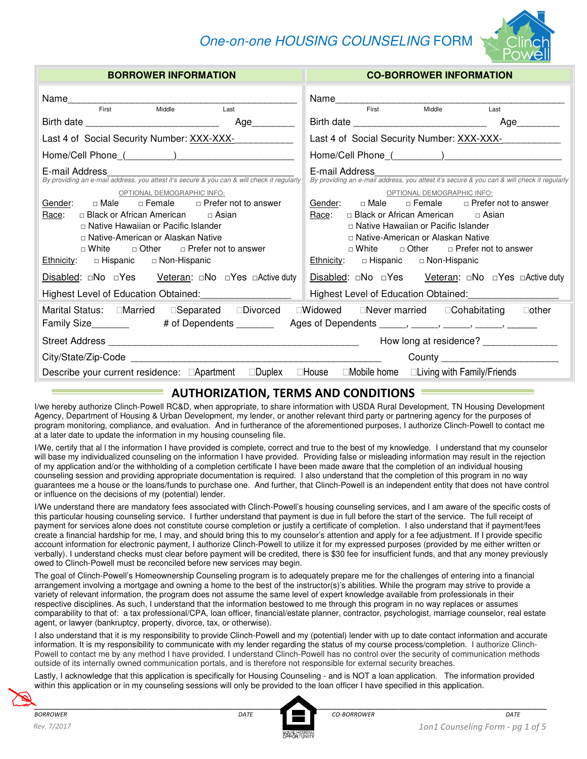# One-on-one HOUSING COUNSELING FORM

| BORROWER INFORMATION | CO-BORROWER INFORMATION |
|---|---|
| Name_______________________________ (First / Middle / Last) | Name_______________________________ (First / Middle / Last) |
| Birth date ____________________ Age________ | Birth date ____________________ Age________ |
| Last 4 of Social Security Number: XXX-XXX-__________ | Last 4 of Social Security Number: XXX-XXX-__________ |
| Home/Cell Phone (_________)____________________ | Home/Cell Phone (_________)____________________ |
| E-mail Address____________________________ *By providing an e-mail address, you attest it's secure & you can & will check it regularly* | E-mail Address____________________________ *By providing an e-mail address, you attest it's secure & you can & will check it regularly* |
| OPTIONAL DEMOGRAPHIC INFO: | OPTIONAL DEMOGRAPHIC INFO: |
| Gender: □ Male □ Female □ Prefer not to answer | Gender: □ Male □ Female □ Prefer not to answer |
| Race: □ Black or African American □ Asian □ Native Hawaiian or Pacific Islander □ Native-American or Alaskan Native □ White □ Other □ Prefer not to answer | Race: □ Black or African American □ Asian □ Native Hawaiian or Pacific Islander □ Native-American or Alaskan Native □ White □ Other □ Prefer not to answer |
| Ethnicity: □ Hispanic □ Non-Hispanic | Ethnicity: □ Hispanic □ Non-Hispanic |
| Disabled: □No □Yes Veteran: □No □Yes □Active duty | Disabled: □No □Yes Veteran: □No □Yes □Active duty |
| Highest Level of Education Obtained:________________ | Highest Level of Education Obtained:________________ |

Marital Status: □Married □Separated □Divorced □Widowed □Never married □Cohabitating □other

Family Size_______ # of Dependents _______ Ages of Dependents _____, _____, _____, _____, _____

Street Address _______________________________________________ How long at residence? _____________

City/State/Zip-Code _______________________________________________ County ______________________

Describe your current residence: □Apartment □Duplex □House □Mobile home □Living with Family/Friends

## AUTHORIZATION, TERMS AND CONDITIONS

I/we hereby authorize Clinch-Powell RC&D, when appropriate, to share information with USDA Rural Development, TN Housing Development Agency, Department of Housing & Urban Development, my lender, or another relevant third party or partnering agency for the purposes of program monitoring, compliance, and evaluation. And in furtherance of the aforementioned purposes, I authorize Clinch-Powell to contact me at a later date to update the information in my housing counseling file.

I/We, certify that al l the information I have provided is complete, correct and true to the best of my knowledge. I understand that my counselor will base my individualized counseling on the information I have provided. Providing false or misleading information may result in the rejection of my application and/or the withholding of a completion certificate I have been made aware that the completion of an individual housing counseling session and providing appropriate documentation is required. I also understand that the completion of this program in no way guarantees me a house or the loans/funds to purchase one. And further, that Clinch-Powell is an independent entity that does not have control or influence on the decisions of my (potential) lender.

I/We understand there are mandatory fees associated with Clinch-Powell's housing counseling services, and I am aware of the specific costs of this particular housing counseling service. I further understand that payment is due in full before the start of the service. The full receipt of payment for services alone does not constitute course completion or justify a certificate of completion. I also understand that if payment/fees create a financial hardship for me, I may, and should bring this to my counselor's attention and apply for a fee adjustment. If I provide specific account information for electronic payment, I authorize Clinch-Powell to utilize it for my expressed purposes (provided by me either written or verbally). I understand checks must clear before payment will be credited, there is $30 fee for insufficient funds, and that any money previously owed to Clinch-Powell must be reconciled before new services may begin.

The goal of Clinch-Powell's Homeownership Counseling program is to adequately prepare me for the challenges of entering into a financial arrangement involving a mortgage and owning a home to the best of the instructor(s)'s abilities. While the program may strive to provide a variety of relevant information, the program does not assume the same level of expert knowledge available from professionals in their respective disciplines. As such, I understand that the information bestowed to me through this program in no way replaces or assumes comparability to that of: a tax professional/CPA, loan officer, financial/estate planner, contractor, psychologist, marriage counselor, real estate agent, or lawyer (bankruptcy, property, divorce, tax, or otherwise).

I also understand that it is my responsibility to provide Clinch-Powell and my (potential) lender with up to date contact information and accurate information. It is my responsibility to communicate with my lender regarding the status of my course process/completion. I authorize Clinch-Powell to contact me by any method I have provided. I understand Clinch-Powell has no control over the security of communication methods outside of its internally owned communication portals, and is therefore not responsible for external security breaches.

Lastly, I acknowledge that this application is specifically for Housing Counseling - and is NOT a loan application. The information provided within this application or in my counseling sessions will only be provided to the loan officer I have specified in this application.

______________________________ ______ ______________________________ ______
BORROWER DATE CO-BORROWER DATE

Rev. 7/2017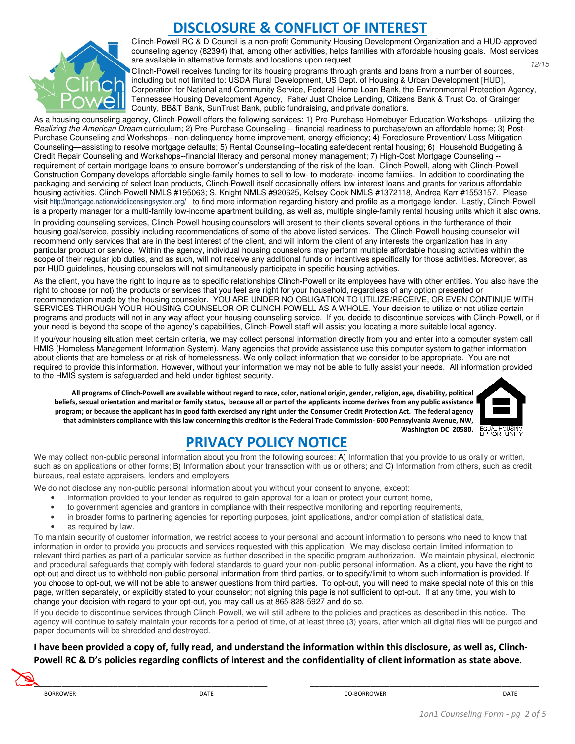# DISCLOSURE & CONFLICT OF INTEREST

Clinch-Powell RC & D Council is a non-profit Community Housing Development Organization and a HUD-approved counseling agency (82394) that, among other activities, helps families with affordable housing goals. Most services are available in alternative formats and locations upon request.

12/15

Clinch-Powell receives funding for its housing programs through grants and loans from a number of sources, including but not limited to: USDA Rural Development, US Dept. of Housing & Urban Development [HUD], Corporation for National and Community Service, Federal Home Loan Bank, the Environmental Protection Agency, Tennessee Housing Development Agency, Fahe/ Just Choice Lending, Citizens Bank & Trust Co. of Grainger County, BB&T Bank, SunTrust Bank, public fundraising, and private donations.

As a housing counseling agency, Clinch-Powell offers the following services: 1) Pre-Purchase Homebuyer Education Workshops-- utilizing the *Realizing the American Dream* curriculum; 2) Pre-Purchase Counseling -- financial readiness to purchase/own an affordable home; 3) Post-Purchase Counseling and Workshops-- non-delinquency home improvement, energy efficiency; 4) Foreclosure Prevention/ Loss Mitigation Counseling—assisting to resolve mortgage defaults; 5) Rental Counseling--locating safe/decent rental housing; 6) Household Budgeting & Credit Repair Counseling and Workshops--financial literacy and personal money management; 7) High-Cost Mortgage Counseling -- requirement of certain mortgage loans to ensure borrower's understanding of the risk of the loan. Clinch-Powell, along with Clinch-Powell Construction Company develops affordable single-family homes to sell to low- to moderate- income families. In addition to coordinating the packaging and servicing of select loan products, Clinch-Powell itself occasionally offers low-interest loans and grants for various affordable housing activities. Clinch-Powell NMLS #195063; S. Knight NMLS #920625, Kelsey Cook NMLS #1372118, Andrea Karr #1553157. Please visit http://mortgage.nationwidelicensingsystem.org/ to find more information regarding history and profile as a mortgage lender. Lastly, Clinch-Powell is a property manager for a multi-family low-income apartment building, as well as, multiple single-family rental housing units which it also owns.

In providing counseling services, Clinch-Powell housing counselors will present to their clients several options in the furtherance of their housing goal/service, possibly including recommendations of some of the above listed services. The Clinch-Powell housing counselor will recommend only services that are in the best interest of the client, and will inform the client of any interests the organization has in any particular product or service. Within the agency, individual housing counselors may perform multiple affordable housing activities within the scope of their regular job duties, and as such, will not receive any additional funds or incentives specifically for those activities. Moreover, as per HUD guidelines, housing counselors will not simultaneously participate in specific housing activities.

As the client, you have the right to inquire as to specific relationships Clinch-Powell or its employees have with other entities. You also have the right to choose (or not) the products or services that you feel are right for your household, regardless of any option presented or recommendation made by the housing counselor. YOU ARE UNDER NO OBLIGATION TO UTILIZE/RECEIVE, OR EVEN CONTINUE WITH SERVICES THROUGH YOUR HOUSING COUNSELOR OR CLINCH-POWELL AS A WHOLE. Your decision to utilize or not utilize certain programs and products will not in any way affect your housing counseling service. If you decide to discontinue services with Clinch-Powell, or if your need is beyond the scope of the agency's capabilities, Clinch-Powell staff will assist you locating a more suitable local agency.

If you/your housing situation meet certain criteria, we may collect personal information directly from you and enter into a computer system call HMIS (Homeless Management Information System). Many agencies that provide assistance use this computer system to gather information about clients that are homeless or at risk of homelessness. We only collect information that we consider to be appropriate. You are not required to provide this information. However, without your information we may not be able to fully assist your needs. All information provided to the HMIS system is safeguarded and held under tightest security.

**All programs of Clinch-Powell are available without regard to race, color, national origin, gender, religion, age, disability, political beliefs, sexual orientation and marital or family status, because all or part of the applicants income derives from any public assistance program; or because the applicant has in good faith exercised any right under the Consumer Credit Protection Act. The federal agency that administers compliance with this law concerning this creditor is the Federal Trade Commission- 600 Pennsylvania Avenue, NW, Washington DC 20580.**

EQUAL HOUSING OPPORTUNITY

# PRIVACY POLICY NOTICE

We may collect non-public personal information about you from the following sources: A) Information that you provide to us orally or written, such as on applications or other forms; B) Information about your transaction with us or others; and C) Information from others, such as credit bureaus, real estate appraisers, lenders and employers.

We do not disclose any non-public personal information about you without your consent to anyone, except:

- information provided to your lender as required to gain approval for a loan or protect your current home,
- to government agencies and grantors in compliance with their respective monitoring and reporting requirements,
- in broader forms to partnering agencies for reporting purposes, joint applications, and/or compilation of statistical data,
- as required by law.

To maintain security of customer information, we restrict access to your personal and account information to persons who need to know that information in order to provide you products and services requested with this application. We may disclose certain limited information to relevant third parties as part of a particular service as further described in the specific program authorization. We maintain physical, electronic and procedural safeguards that comply with federal standards to guard your non-public personal information. As a client, you have the right to opt-out and direct us to withhold non-public personal information from third parties, or to specify/limit to whom such information is provided. If you choose to opt-out, we will not be able to answer questions from third parties. To opt-out, you will need to make special note of this on this page, written separately, or explicitly stated to your counselor; not signing this page is not sufficient to opt-out. If at any time, you wish to change your decision with regard to your opt-out, you may call us at 865-828-5927 and do so.

If you decide to discontinue services through Clinch-Powell, we will still adhere to the policies and practices as described in this notice. The agency will continue to safely maintain your records for a period of time, of at least three (3) years, after which all digital files will be purged and paper documents will be shredded and destroyed.

**I have been provided a copy of, fully read, and understand the information within this disclosure, as well as, Clinch-Powell RC & D's policies regarding conflicts of interest and the confidentiality of client information as state above.**

| ______________________________ | ______________________________ |
|---|---|
| BORROWER DATE | CO-BORROWER DATE |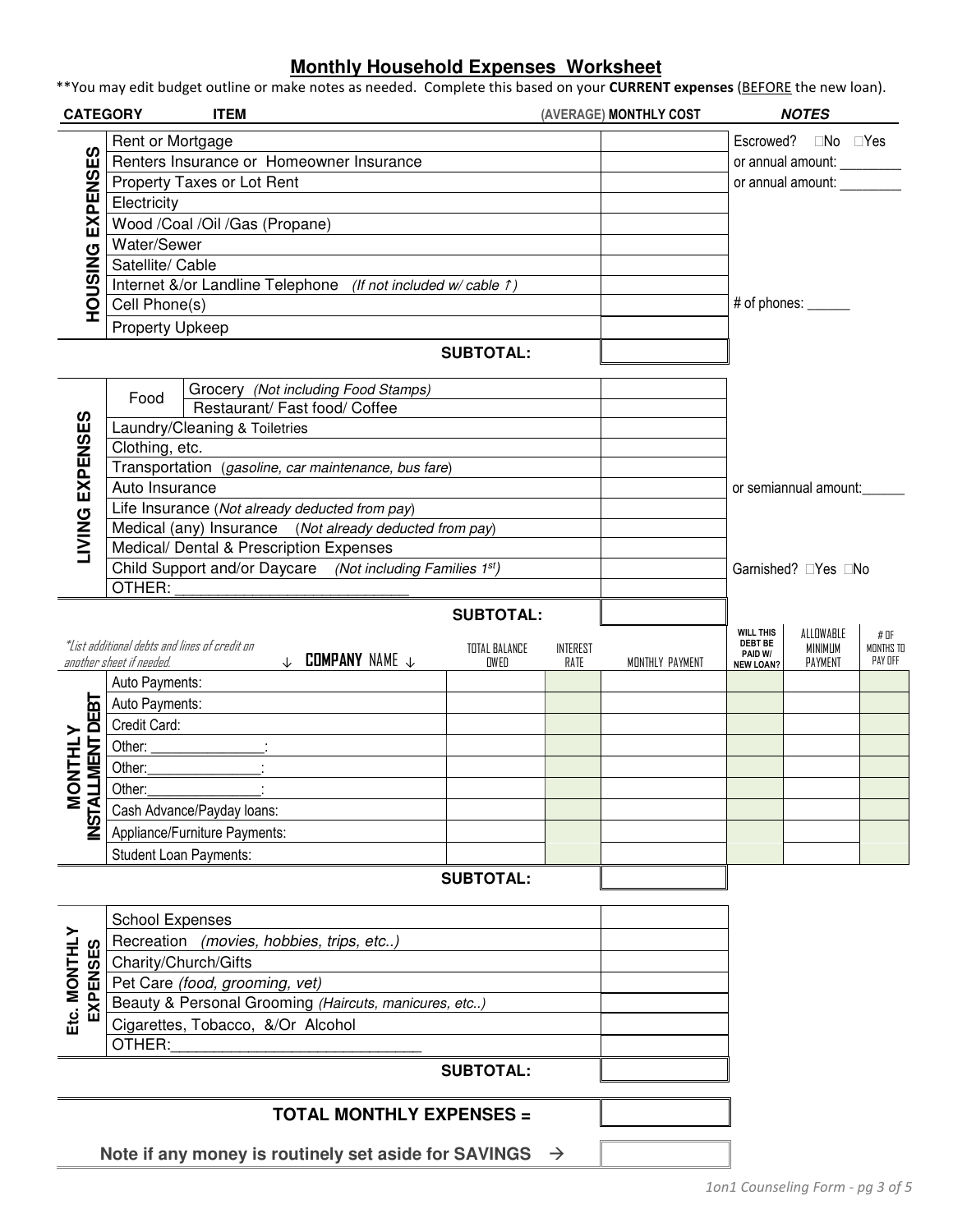# Monthly Household Expenses Worksheet

**You may edit budget outline or make notes as needed. Complete this based on your **CURRENT expenses** (BEFORE the new loan).

| CATEGORY | ITEM | | (AVERAGE) MONTHLY COST | NOTES |
|---|---|---|---|---|
| HOUSING EXPENSES | Rent or Mortgage | | | Escrowed? ☐No ☐Yes |
| | Renters Insurance or Homeowner Insurance | | | or annual amount: ________ |
| | Property Taxes or Lot Rent | | | or annual amount: ________ |
| | Electricity | | | |
| | Wood /Coal /Oil /Gas (Propane) | | | |
| | Water/Sewer | | | |
| | Satellite/ Cable | | | |
| | Internet &/or Landline Telephone *(If not included w/ cable ↑)* | | | |
| | Cell Phone(s) | | | # of phones: ______ |
| | Property Upkeep | | | |
| | | **SUBTOTAL:** | | |
| LIVING EXPENSES | Food | Grocery *(Not including Food Stamps)* | | |
| | | Restaurant/ Fast food/ Coffee | | |
| | Laundry/Cleaning & Toiletries | | | |
| | Clothing, etc. | | | |
| | Transportation *(gasoline, car maintenance, bus fare)* | | | |
| | Auto Insurance | | | or semiannual amount:______ |
| | Life Insurance *(Not already deducted from pay)* | | | |
| | Medical (any) Insurance *(Not already deducted from pay)* | | | |
| | Medical/ Dental & Prescription Expenses | | | |
| | Child Support and/or Daycare *(Not including Families 1st)* | | | Garnished? ☐Yes ☐No |
| | OTHER: ___________________________ | | | |
| | | **SUBTOTAL:** | | |

| MONTHLY INSTALLMENT DEBT | *List additional debts and lines of credit on another sheet if needed.* ↓ **COMPANY** NAME ↓ | TOTAL BALANCE OWED | INTEREST RATE | MONTHLY PAYMENT | WILL THIS DEBT BE PAID W/ NEW LOAN? | ALLOWABLE MINIMUM PAYMENT | # OF MONTHS TO PAY OFF |
|---|---|---|---|---|---|---|---|
| | Auto Payments: | | | | | | |
| | Auto Payments: | | | | | | |
| | Credit Card: | | | | | | |
| | Other: ______________: | | | | | | |
| | Other:______________: | | | | | | |
| | Other:______________: | | | | | | |
| | Cash Advance/Payday loans: | | | | | | |
| | Appliance/Furniture Payments: | | | | | | |
| | Student Loan Payments: | | | | | | |
| | **SUBTOTAL:** | | | | | | |

| Etc. MONTHLY EXPENSES | ITEM | MONTHLY COST |
|---|---|---|
| | School Expenses | |
| | Recreation *(movies, hobbies, trips, etc..)* | |
| | Charity/Church/Gifts | |
| | Pet Care *(food, grooming, vet)* | |
| | Beauty & Personal Grooming *(Haircuts, manicures, etc..)* | |
| | Cigarettes, Tobacco, &/Or Alcohol | |
| | OTHER:_____________________________ | |
| | **SUBTOTAL:** | |

| | |
|---|---|
| **TOTAL MONTHLY EXPENSES =** | |
| **Note if any money is routinely set aside for SAVINGS →** | |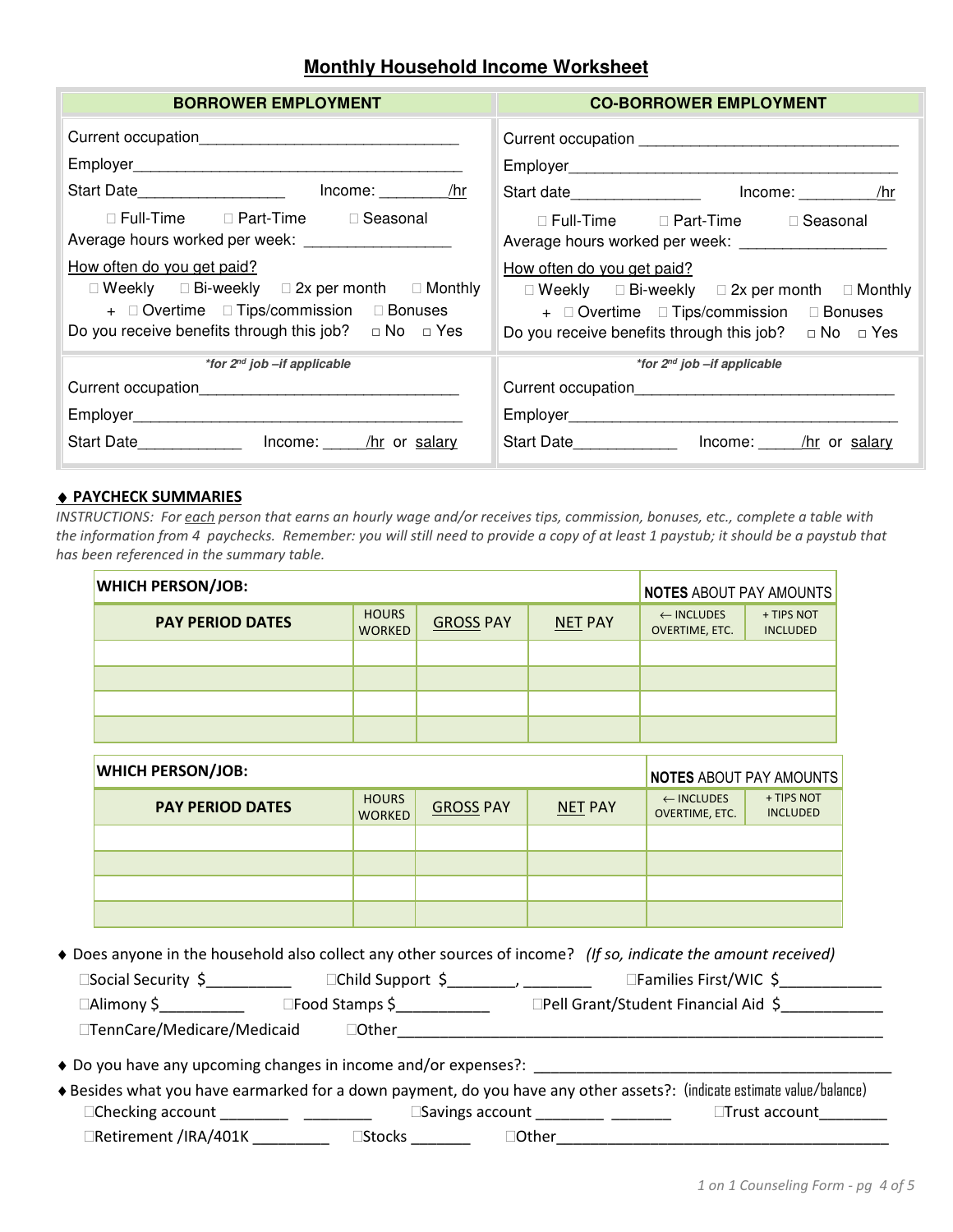# Monthly Household Income Worksheet

| BORROWER EMPLOYMENT | CO-BORROWER EMPLOYMENT |
|---|---|
| Current occupation_______________________________ | Current occupation _______________________________ |
| Employer_______________________________________ | Employer_______________________________________ |
| Start Date_________________ Income: ________/hr | Start date_______________ Income: _________/hr |
| ☐ Full-Time ☐ Part-Time ☐ Seasonal | ☐ Full-Time ☐ Part-Time ☐ Seasonal |
| Average hours worked per week: _________________ | Average hours worked per week: _________________ |
| How often do you get paid? | How often do you get paid? |
| ☐ Weekly ☐ Bi-weekly ☐ 2x per month ☐ Monthly | ☐ Weekly ☐ Bi-weekly ☐ 2x per month ☐ Monthly |
| + ☐ Overtime ☐ Tips/commission ☐ Bonuses | + ☐ Overtime ☐ Tips/commission ☐ Bonuses |
| Do you receive benefits through this job? ☐ No ☐ Yes | Do you receive benefits through this job? ☐ No ☐ Yes |
| *\*for 2nd job –if applicable* | *\*for 2nd job –if applicable* |
| Current occupation_______________________________ | Current occupation_______________________________ |
| Employer_______________________________________ | Employer_______________________________________ |
| Start Date____________ Income: _____/hr or salary | Start Date____________ Income: _____/hr or salary |

**♦ PAYCHECK SUMMARIES**

*INSTRUCTIONS: For each person that earns an hourly wage and/or receives tips, commission, bonuses, etc., complete a table with the information from 4 paychecks. Remember: you will still need to provide a copy of at least 1 paystub; it should be a paystub that has been referenced in the summary table.*

| WHICH PERSON/JOB: | | | | NOTES ABOUT PAY AMOUNTS | |
|---|---|---|---|---|---|
| PAY PERIOD DATES | HOURS WORKED | GROSS PAY | NET PAY | ← INCLUDES OVERTIME, ETC. | + TIPS NOT INCLUDED |
| | | | | | |
| | | | | | |
| | | | | | |
| | | | | | |

| WHICH PERSON/JOB: | | | | NOTES ABOUT PAY AMOUNTS | |
|---|---|---|---|---|---|
| PAY PERIOD DATES | HOURS WORKED | GROSS PAY | NET PAY | ← INCLUDES OVERTIME, ETC. | + TIPS NOT INCLUDED |
| | | | | | |
| | | | | | |
| | | | | | |
| | | | | | |

♦ Does anyone in the household also collect any other sources of income? *(If so, indicate the amount received)*

☐Social Security $__________ ☐Child Support $________, ________ ☐Families First/WIC $____________

☐Alimony $__________ ☐Food Stamps $___________ ☐Pell Grant/Student Financial Aid $____________

☐TennCare/Medicare/Medicaid ☐Other_________________________________________________________

♦ Do you have any upcoming changes in income and/or expenses?: ____________________________________________

♦ Besides what you have earmarked for a down payment, do you have any other assets?: (indicate estimate value/balance)

☐Checking account ________ ________ ☐Savings account ________ _______ ☐Trust account________

☐Retirement /IRA/401K _________ ☐Stocks _______ ☐Other________________________________________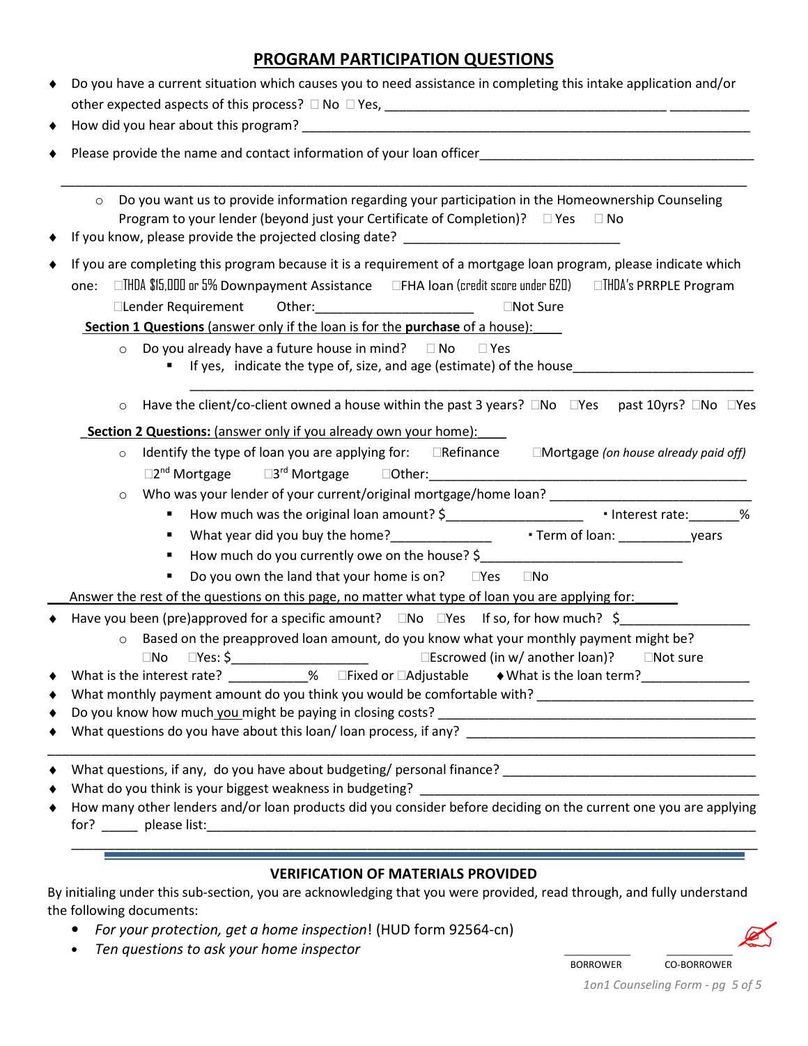# PROGRAM PARTICIPATION QUESTIONS

- Do you have a current situation which causes you to need assistance in completing this intake application and/or other expected aspects of this process? ☐ No ☐ Yes, ________________________________________ ___________
- How did you hear about this program? ________________________________________________________________
- Please provide the name and contact information of your loan officer______________________________________

_______________________________________________________________________________________________

  - Do you want us to provide information regarding your participation in the Homeownership Counseling Program to your lender (beyond just your Certificate of Completion)? ☐ Yes ☐ No
- If you know, please provide the projected closing date? ______________________________
- If you are completing this program because it is a requirement of a mortgage loan program, please indicate which one: ☐THDA $15,000 or 5% Downpayment Assistance ☐FHA loan (credit score under 620) ☐THDA's PRRPLE Program ☐Lender Requirement Other:______________________ ☐Not Sure

**Section 1 Questions** (answer only if the loan is for the **purchase** of a house):____

  - Do you already have a future house in mind? ☐ No ☐ Yes
    - If yes, indicate the type of, size, and age (estimate) of the house________________________

      ___________________________________________________________________________
  - Have the client/co-client owned a house within the past 3 years? ☐No ☐Yes past 10yrs? ☐No ☐Yes

**Section 2 Questions:** (answer only if you already own your home):____

  - Identify the type of loan you are applying for: ☐Refinance ☐Mortgage *(on house already paid off)* ☐2nd Mortgage ☐3rd Mortgage ☐Other:_____________________________________________
  - Who was your lender of your current/original mortgage/home loan? ____________________________
    - How much was the original loan amount? $___________________ ▪ Interest rate:_______%
    - What year did you buy the home?______________ ▪ Term of loan: __________years
    - How much do you currently owe on the house? $____________________________
    - Do you own the land that your home is on? ☐Yes ☐No

Answer the rest of the questions on this page, no matter what type of loan you are applying for:______

- Have you been (pre)approved for a specific amount? ☐No ☐Yes If so, for how much? $_________________
  - Based on the preapproved loan amount, do you know what your monthly payment might be? ☐No ☐Yes: $___________________ ☐Escrowed (in w/ another loan)? ☐Not sure
- What is the interest rate? __________% ☐Fixed or ☐Adjustable ♦ What is the loan term?______________
- What monthly payment amount do you think you would be comfortable with? ____________________________
- Do you know how much you might be paying in closing costs? ___________________________________________
- What questions do you have about this loan/ loan process, if any? _______________________________________

_______________________________________________________________________________________________

- What questions, if any, do you have about budgeting/ personal finance? ___________________________________
- What do you think is your biggest weakness in budgeting? _____________________________________________
- How many other lenders and/or loan products did you consider before deciding on the current one you are applying for? _____ please list:_____________________________________________________________________

_______________________________________________________________________________________________

## VERIFICATION OF MATERIALS PROVIDED

By initialing under this sub-section, you are acknowledging that you were provided, read through, and fully understand the following documents:

- *For your protection, get a home inspection*! (HUD form 92564-cn)
- *Ten questions to ask your home inspector*

__________ __________
BORROWER CO-BORROWER

*1on1 Counseling Form - pg 5 of 5*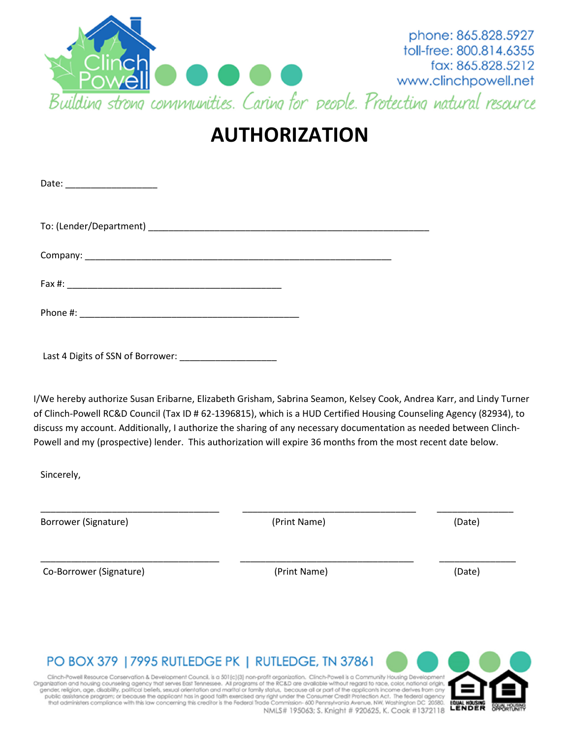Clinch Powell

phone: 865.828.5927
toll-free: 800.814.6355
fax: 865.828.5212
www.clinchpowell.net

*Building strong communities. Caring for people. Protecting natural resource*

# AUTHORIZATION

Date: ___________________

To: (Lender/Department) ___________________________________________________________

Company: ________________________________________________________________

Fax #: ______________________________________________

Phone #: ______________________________________________

Last 4 Digits of SSN of Borrower: ____________________

I/We hereby authorize Susan Eribarne, Elizabeth Grisham, Sabrina Seamon, Kelsey Cook, Andrea Karr, and Lindy Turner of Clinch-Powell RC&D Council (Tax ID # 62-1396815), which is a HUD Certified Housing Counseling Agency (82934), to discuss my account. Additionally, I authorize the sharing of any necessary documentation as needed between Clinch-Powell and my (prospective) lender. This authorization will expire 36 months from the most recent date below.

Sincerely,

_____________________________________ _____________________________________ ________________

Borrower (Signature) (Print Name) (Date)

_____________________________________ _____________________________________ ________________

Co-Borrower (Signature) (Print Name) (Date)

PO BOX 379 | 7995 RUTLEDGE PK | RUTLEDGE, TN 37861

Clinch-Powell Resource Conservation & Development Council, is a 501(c)(3) non-profit organization. Clinch-Powell is a Community Housing Development Organization and housing counseling agency that serves East Tennessee. All programs of the RC&D are available without regard to race, color, national origin, gender, religion, age, disability, political beliefs, sexual orientation and marital or family status, because all or part of the applicants income derives from any public assistance program; or because the applicant has in good faith exercised any right under the Consumer Credit Protection Act. The federal agency that administers compliance with this law concerning this creditor is the Federal Trade Commission- 600 Pennsylvania Avenue, NW, Washington DC 20580. NMLS# 195063; S. Knight # 920625, K. Cook #1372118

EQUAL HOUSING LENDER EQUAL HOUSING OPPORTUNITY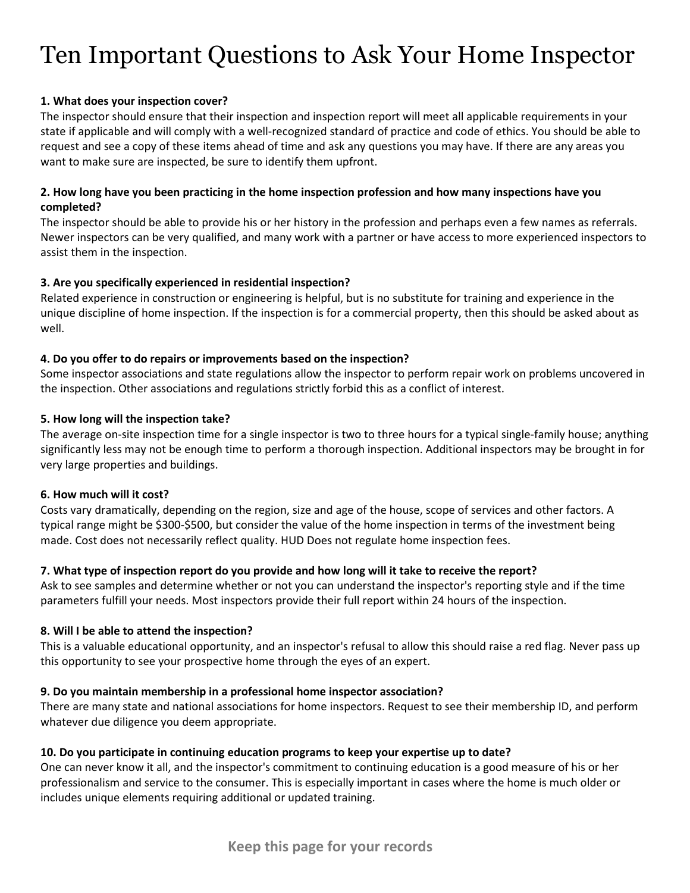# Ten Important Questions to Ask Your Home Inspector

**1. What does your inspection cover?**

The inspector should ensure that their inspection and inspection report will meet all applicable requirements in your state if applicable and will comply with a well-recognized standard of practice and code of ethics. You should be able to request and see a copy of these items ahead of time and ask any questions you may have. If there are any areas you want to make sure are inspected, be sure to identify them upfront.

**2. How long have you been practicing in the home inspection profession and how many inspections have you completed?**

The inspector should be able to provide his or her history in the profession and perhaps even a few names as referrals. Newer inspectors can be very qualified, and many work with a partner or have access to more experienced inspectors to assist them in the inspection.

**3. Are you specifically experienced in residential inspection?**

Related experience in construction or engineering is helpful, but is no substitute for training and experience in the unique discipline of home inspection. If the inspection is for a commercial property, then this should be asked about as well.

**4. Do you offer to do repairs or improvements based on the inspection?**

Some inspector associations and state regulations allow the inspector to perform repair work on problems uncovered in the inspection. Other associations and regulations strictly forbid this as a conflict of interest.

**5. How long will the inspection take?**

The average on-site inspection time for a single inspector is two to three hours for a typical single-family house; anything significantly less may not be enough time to perform a thorough inspection. Additional inspectors may be brought in for very large properties and buildings.

**6. How much will it cost?**

Costs vary dramatically, depending on the region, size and age of the house, scope of services and other factors. A typical range might be $300-$500, but consider the value of the home inspection in terms of the investment being made. Cost does not necessarily reflect quality. HUD Does not regulate home inspection fees.

**7. What type of inspection report do you provide and how long will it take to receive the report?**

Ask to see samples and determine whether or not you can understand the inspector's reporting style and if the time parameters fulfill your needs. Most inspectors provide their full report within 24 hours of the inspection.

**8. Will I be able to attend the inspection?**

This is a valuable educational opportunity, and an inspector's refusal to allow this should raise a red flag. Never pass up this opportunity to see your prospective home through the eyes of an expert.

**9. Do you maintain membership in a professional home inspector association?**

There are many state and national associations for home inspectors. Request to see their membership ID, and perform whatever due diligence you deem appropriate.

**10. Do you participate in continuing education programs to keep your expertise up to date?**

One can never know it all, and the inspector's commitment to continuing education is a good measure of his or her professionalism and service to the consumer. This is especially important in cases where the home is much older or includes unique elements requiring additional or updated training.

**Keep this page for your records**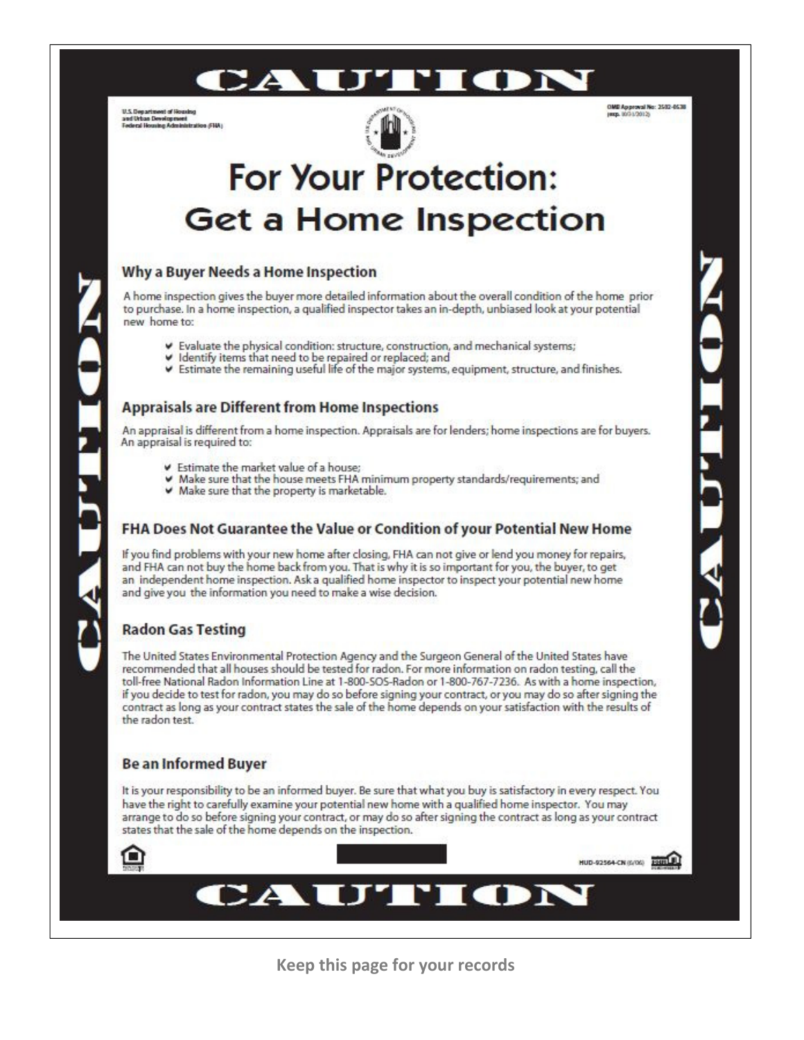CAUTION

U.S. Department of Housing and Urban Development
Federal Housing Administration (FHA)

OMB Approval No: 2502-0538 (exp. 00/31/2012)

# For Your Protection: Get a Home Inspection

## Why a Buyer Needs a Home Inspection

A home inspection gives the buyer more detailed information about the overall condition of the home prior to purchase. In a home inspection, a qualified inspector takes an in-depth, unbiased look at your potential new home to:

- Evaluate the physical condition: structure, construction, and mechanical systems;
- Identify items that need to be repaired or replaced; and
- Estimate the remaining useful life of the major systems, equipment, structure, and finishes.

## Appraisals are Different from Home Inspections

An appraisal is different from a home inspection. Appraisals are for lenders; home inspections are for buyers. An appraisal is required to:

- Estimate the market value of a house;
- Make sure that the house meets FHA minimum property standards/requirements; and
- Make sure that the property is marketable.

## FHA Does Not Guarantee the Value or Condition of your Potential New Home

If you find problems with your new home after closing, FHA can not give or lend you money for repairs, and FHA can not buy the home back from you. That is why it is so important for you, the buyer, to get an independent home inspection. Ask a qualified home inspector to inspect your potential new home and give you the information you need to make a wise decision.

## Radon Gas Testing

The United States Environmental Protection Agency and the Surgeon General of the United States have recommended that all houses should be tested for radon. For more information on radon testing, call the toll-free National Radon Information Line at 1-800-SOS-Radon or 1-800-767-7236. As with a home inspection, if you decide to test for radon, you may do so before signing your contract, or you may do so after signing the contract as long as your contract states the sale of the home depends on your satisfaction with the results of the radon test.

## Be an Informed Buyer

It is your responsibility to be an informed buyer. Be sure that what you buy is satisfactory in every respect. You have the right to carefully examine your potential new home with a qualified home inspector. You may arrange to do so before signing your contract, or may do so after signing the contract as long as your contract states that the sale of the home depends on the inspection.

HUD-92564-CN (6/06)

CAUTION

**Keep this page for your records**